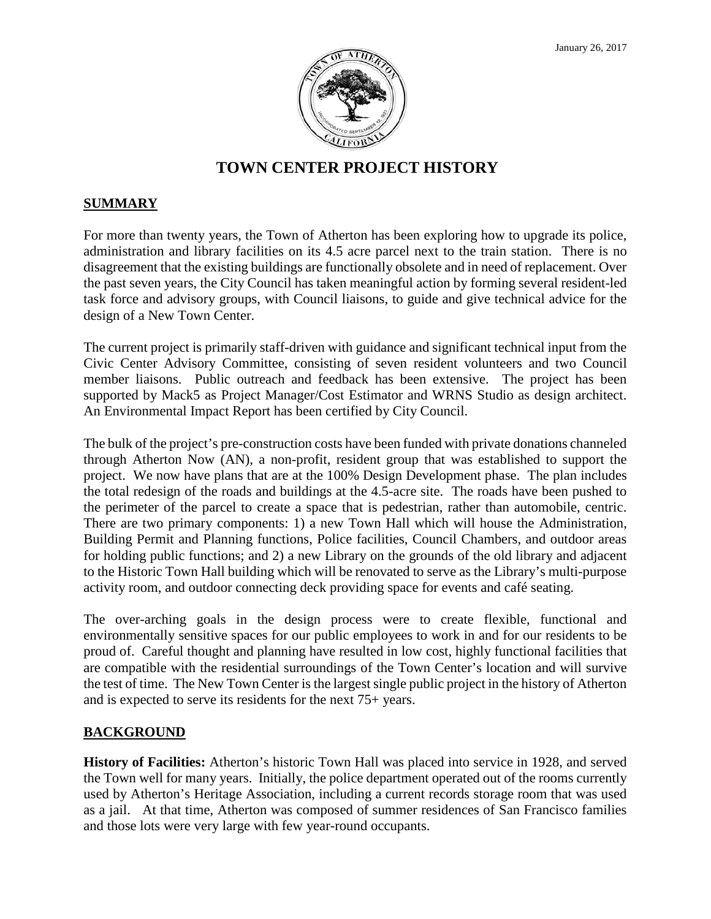January 26, 2017

# TOWN CENTER PROJECT HISTORY

## SUMMARY

For more than twenty years, the Town of Atherton has been exploring how to upgrade its police, administration and library facilities on its 4.5 acre parcel next to the train station. There is no disagreement that the existing buildings are functionally obsolete and in need of replacement. Over the past seven years, the City Council has taken meaningful action by forming several resident-led task force and advisory groups, with Council liaisons, to guide and give technical advice for the design of a New Town Center.

The current project is primarily staff-driven with guidance and significant technical input from the Civic Center Advisory Committee, consisting of seven resident volunteers and two Council member liaisons. Public outreach and feedback has been extensive. The project has been supported by Mack5 as Project Manager/Cost Estimator and WRNS Studio as design architect. An Environmental Impact Report has been certified by City Council.

The bulk of the project's pre-construction costs have been funded with private donations channeled through Atherton Now (AN), a non-profit, resident group that was established to support the project. We now have plans that are at the 100% Design Development phase. The plan includes the total redesign of the roads and buildings at the 4.5-acre site. The roads have been pushed to the perimeter of the parcel to create a space that is pedestrian, rather than automobile, centric. There are two primary components: 1) a new Town Hall which will house the Administration, Building Permit and Planning functions, Police facilities, Council Chambers, and outdoor areas for holding public functions; and 2) a new Library on the grounds of the old library and adjacent to the Historic Town Hall building which will be renovated to serve as the Library's multi-purpose activity room, and outdoor connecting deck providing space for events and café seating.

The over-arching goals in the design process were to create flexible, functional and environmentally sensitive spaces for our public employees to work in and for our residents to be proud of. Careful thought and planning have resulted in low cost, highly functional facilities that are compatible with the residential surroundings of the Town Center's location and will survive the test of time. The New Town Center is the largest single public project in the history of Atherton and is expected to serve its residents for the next 75+ years.

## BACKGROUND

**History of Facilities:** Atherton's historic Town Hall was placed into service in 1928, and served the Town well for many years. Initially, the police department operated out of the rooms currently used by Atherton's Heritage Association, including a current records storage room that was used as a jail. At that time, Atherton was composed of summer residences of San Francisco families and those lots were very large with few year-round occupants.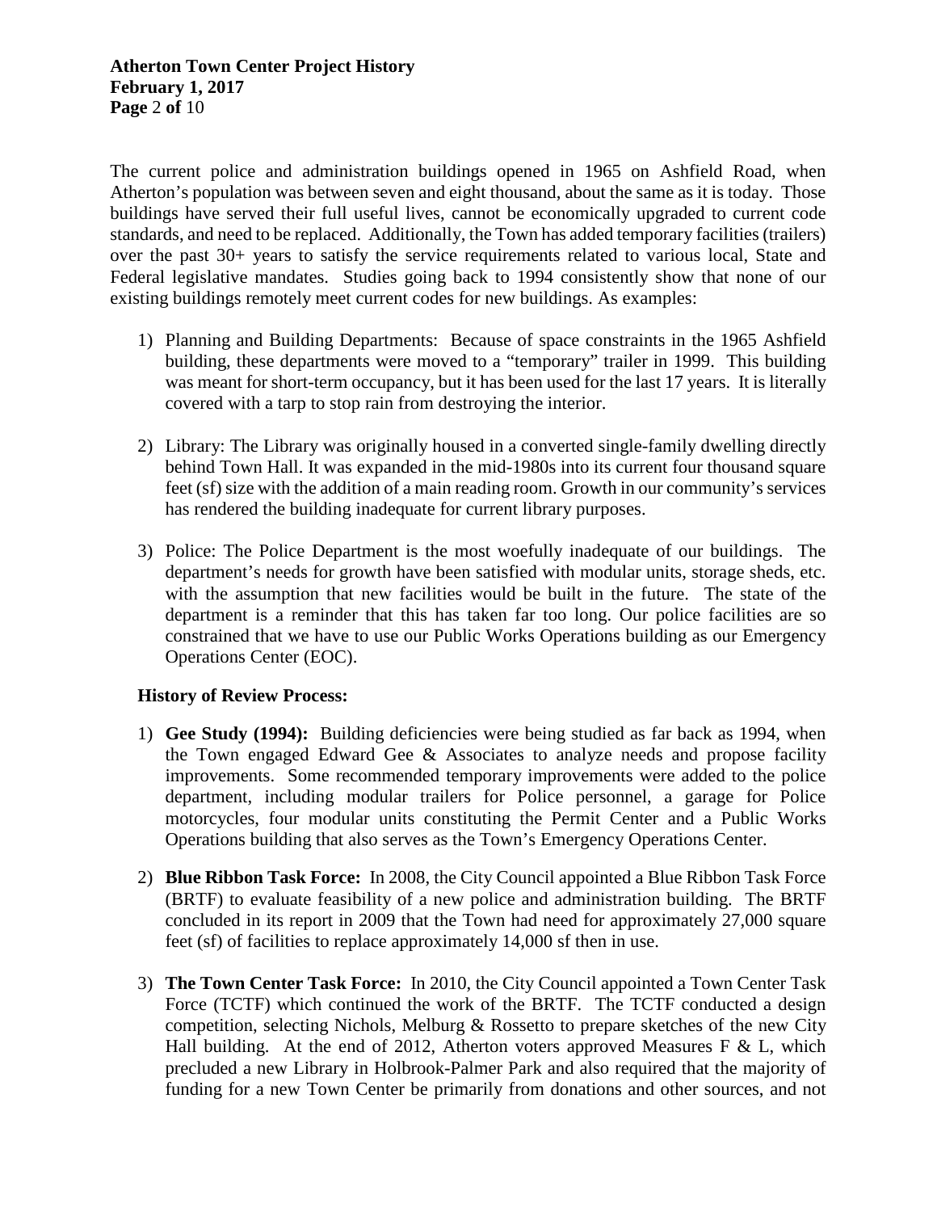The current police and administration buildings opened in 1965 on Ashfield Road, when Atherton's population was between seven and eight thousand, about the same as it is today. Those buildings have served their full useful lives, cannot be economically upgraded to current code standards, and need to be replaced. Additionally, the Town has added temporary facilities (trailers) over the past 30+ years to satisfy the service requirements related to various local, State and Federal legislative mandates. Studies going back to 1994 consistently show that none of our existing buildings remotely meet current codes for new buildings. As examples:

1) Planning and Building Departments: Because of space constraints in the 1965 Ashfield building, these departments were moved to a "temporary" trailer in 1999. This building was meant for short-term occupancy, but it has been used for the last 17 years. It is literally covered with a tarp to stop rain from destroying the interior.

2) Library: The Library was originally housed in a converted single-family dwelling directly behind Town Hall. It was expanded in the mid-1980s into its current four thousand square feet (sf) size with the addition of a main reading room. Growth in our community's services has rendered the building inadequate for current library purposes.

3) Police: The Police Department is the most woefully inadequate of our buildings. The department's needs for growth have been satisfied with modular units, storage sheds, etc. with the assumption that new facilities would be built in the future. The state of the department is a reminder that this has taken far too long. Our police facilities are so constrained that we have to use our Public Works Operations building as our Emergency Operations Center (EOC).

**History of Review Process:**

1) **Gee Study (1994):** Building deficiencies were being studied as far back as 1994, when the Town engaged Edward Gee & Associates to analyze needs and propose facility improvements. Some recommended temporary improvements were added to the police department, including modular trailers for Police personnel, a garage for Police motorcycles, four modular units constituting the Permit Center and a Public Works Operations building that also serves as the Town's Emergency Operations Center.

2) **Blue Ribbon Task Force:** In 2008, the City Council appointed a Blue Ribbon Task Force (BRTF) to evaluate feasibility of a new police and administration building. The BRTF concluded in its report in 2009 that the Town had need for approximately 27,000 square feet (sf) of facilities to replace approximately 14,000 sf then in use.

3) **The Town Center Task Force:** In 2010, the City Council appointed a Town Center Task Force (TCTF) which continued the work of the BRTF. The TCTF conducted a design competition, selecting Nichols, Melburg & Rossetto to prepare sketches of the new City Hall building. At the end of 2012, Atherton voters approved Measures F & L, which precluded a new Library in Holbrook-Palmer Park and also required that the majority of funding for a new Town Center be primarily from donations and other sources, and not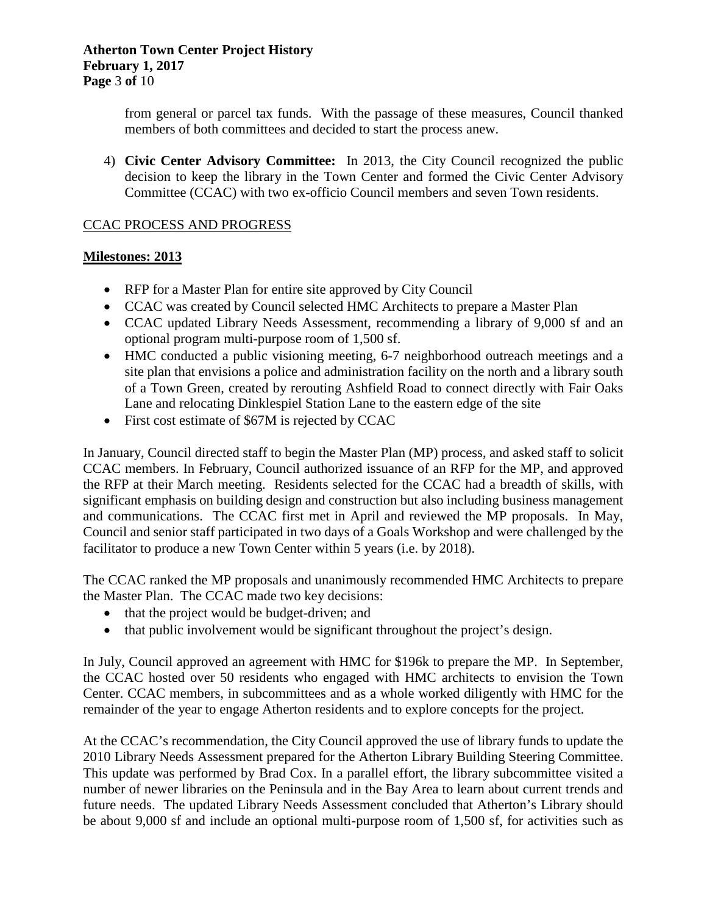from general or parcel tax funds. With the passage of these measures, Council thanked members of both committees and decided to start the process anew.

4) **Civic Center Advisory Committee:** In 2013, the City Council recognized the public decision to keep the library in the Town Center and formed the Civic Center Advisory Committee (CCAC) with two ex-officio Council members and seven Town residents.

CCAC PROCESS AND PROGRESS

**Milestones: 2013**

- RFP for a Master Plan for entire site approved by City Council
- CCAC was created by Council selected HMC Architects to prepare a Master Plan
- CCAC updated Library Needs Assessment, recommending a library of 9,000 sf and an optional program multi-purpose room of 1,500 sf.
- HMC conducted a public visioning meeting, 6-7 neighborhood outreach meetings and a site plan that envisions a police and administration facility on the north and a library south of a Town Green, created by rerouting Ashfield Road to connect directly with Fair Oaks Lane and relocating Dinklespiel Station Lane to the eastern edge of the site
- First cost estimate of \$67M is rejected by CCAC

In January, Council directed staff to begin the Master Plan (MP) process, and asked staff to solicit CCAC members. In February, Council authorized issuance of an RFP for the MP, and approved the RFP at their March meeting. Residents selected for the CCAC had a breadth of skills, with significant emphasis on building design and construction but also including business management and communications. The CCAC first met in April and reviewed the MP proposals. In May, Council and senior staff participated in two days of a Goals Workshop and were challenged by the facilitator to produce a new Town Center within 5 years (i.e. by 2018).

The CCAC ranked the MP proposals and unanimously recommended HMC Architects to prepare the Master Plan. The CCAC made two key decisions:

- that the project would be budget-driven; and
- that public involvement would be significant throughout the project's design.

In July, Council approved an agreement with HMC for \$196k to prepare the MP. In September, the CCAC hosted over 50 residents who engaged with HMC architects to envision the Town Center. CCAC members, in subcommittees and as a whole worked diligently with HMC for the remainder of the year to engage Atherton residents and to explore concepts for the project.

At the CCAC's recommendation, the City Council approved the use of library funds to update the 2010 Library Needs Assessment prepared for the Atherton Library Building Steering Committee. This update was performed by Brad Cox. In a parallel effort, the library subcommittee visited a number of newer libraries on the Peninsula and in the Bay Area to learn about current trends and future needs. The updated Library Needs Assessment concluded that Atherton's Library should be about 9,000 sf and include an optional multi-purpose room of 1,500 sf, for activities such as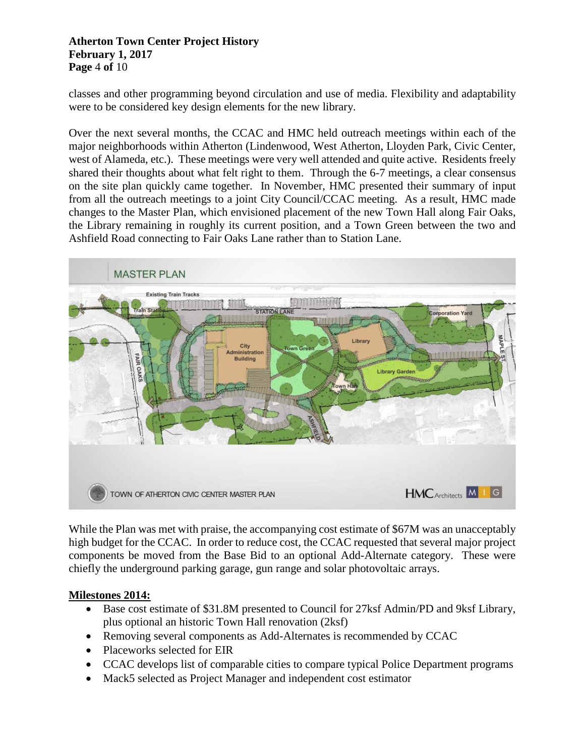classes and other programming beyond circulation and use of media. Flexibility and adaptability were to be considered key design elements for the new library.

Over the next several months, the CCAC and HMC held outreach meetings within each of the major neighborhoods within Atherton (Lindenwood, West Atherton, Lloyden Park, Civic Center, west of Alameda, etc.). These meetings were very well attended and quite active. Residents freely shared their thoughts about what felt right to them. Through the 6-7 meetings, a clear consensus on the site plan quickly came together. In November, HMC presented their summary of input from all the outreach meetings to a joint City Council/CCAC meeting. As a result, HMC made changes to the Master Plan, which envisioned placement of the new Town Hall along Fair Oaks, the Library remaining in roughly its current position, and a Town Green between the two and Ashfield Road connecting to Fair Oaks Lane rather than to Station Lane.

While the Plan was met with praise, the accompanying cost estimate of $67M was an unacceptably high budget for the CCAC. In order to reduce cost, the CCAC requested that several major project components be moved from the Base Bid to an optional Add-Alternate category. These were chiefly the underground parking garage, gun range and solar photovoltaic arrays.

**Milestones 2014:**

- Base cost estimate of $31.8M presented to Council for 27ksf Admin/PD and 9ksf Library, plus optional an historic Town Hall renovation (2ksf)
- Removing several components as Add-Alternates is recommended by CCAC
- Placeworks selected for EIR
- CCAC develops list of comparable cities to compare typical Police Department programs
- Mack5 selected as Project Manager and independent cost estimator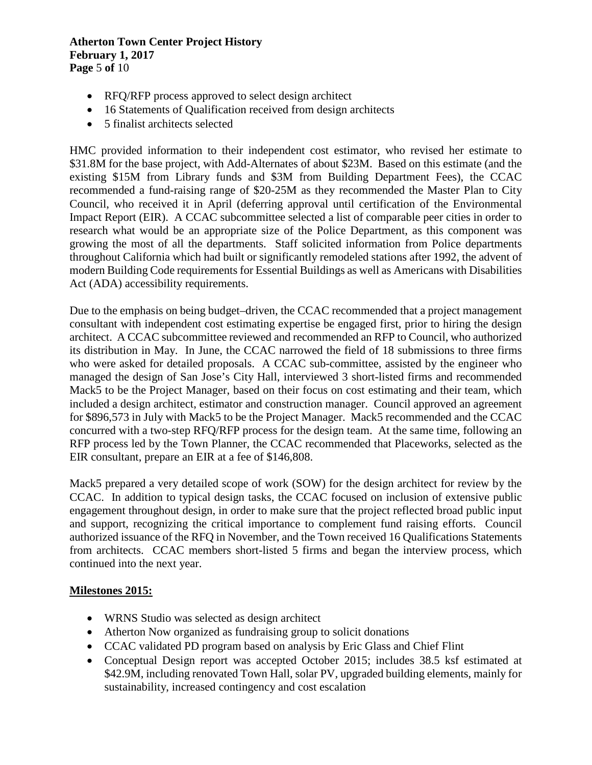- RFQ/RFP process approved to select design architect
- 16 Statements of Qualification received from design architects
- 5 finalist architects selected

HMC provided information to their independent cost estimator, who revised her estimate to \$31.8M for the base project, with Add-Alternates of about \$23M. Based on this estimate (and the existing \$15M from Library funds and \$3M from Building Department Fees), the CCAC recommended a fund-raising range of \$20-25M as they recommended the Master Plan to City Council, who received it in April (deferring approval until certification of the Environmental Impact Report (EIR). A CCAC subcommittee selected a list of comparable peer cities in order to research what would be an appropriate size of the Police Department, as this component was growing the most of all the departments. Staff solicited information from Police departments throughout California which had built or significantly remodeled stations after 1992, the advent of modern Building Code requirements for Essential Buildings as well as Americans with Disabilities Act (ADA) accessibility requirements.

Due to the emphasis on being budget–driven, the CCAC recommended that a project management consultant with independent cost estimating expertise be engaged first, prior to hiring the design architect. A CCAC subcommittee reviewed and recommended an RFP to Council, who authorized its distribution in May. In June, the CCAC narrowed the field of 18 submissions to three firms who were asked for detailed proposals. A CCAC sub-committee, assisted by the engineer who managed the design of San Jose's City Hall, interviewed 3 short-listed firms and recommended Mack5 to be the Project Manager, based on their focus on cost estimating and their team, which included a design architect, estimator and construction manager. Council approved an agreement for \$896,573 in July with Mack5 to be the Project Manager. Mack5 recommended and the CCAC concurred with a two-step RFQ/RFP process for the design team. At the same time, following an RFP process led by the Town Planner, the CCAC recommended that Placeworks, selected as the EIR consultant, prepare an EIR at a fee of \$146,808.

Mack5 prepared a very detailed scope of work (SOW) for the design architect for review by the CCAC. In addition to typical design tasks, the CCAC focused on inclusion of extensive public engagement throughout design, in order to make sure that the project reflected broad public input and support, recognizing the critical importance to complement fund raising efforts. Council authorized issuance of the RFQ in November, and the Town received 16 Qualifications Statements from architects. CCAC members short-listed 5 firms and began the interview process, which continued into the next year.

**Milestones 2015:**

- WRNS Studio was selected as design architect
- Atherton Now organized as fundraising group to solicit donations
- CCAC validated PD program based on analysis by Eric Glass and Chief Flint
- Conceptual Design report was accepted October 2015; includes 38.5 ksf estimated at \$42.9M, including renovated Town Hall, solar PV, upgraded building elements, mainly for sustainability, increased contingency and cost escalation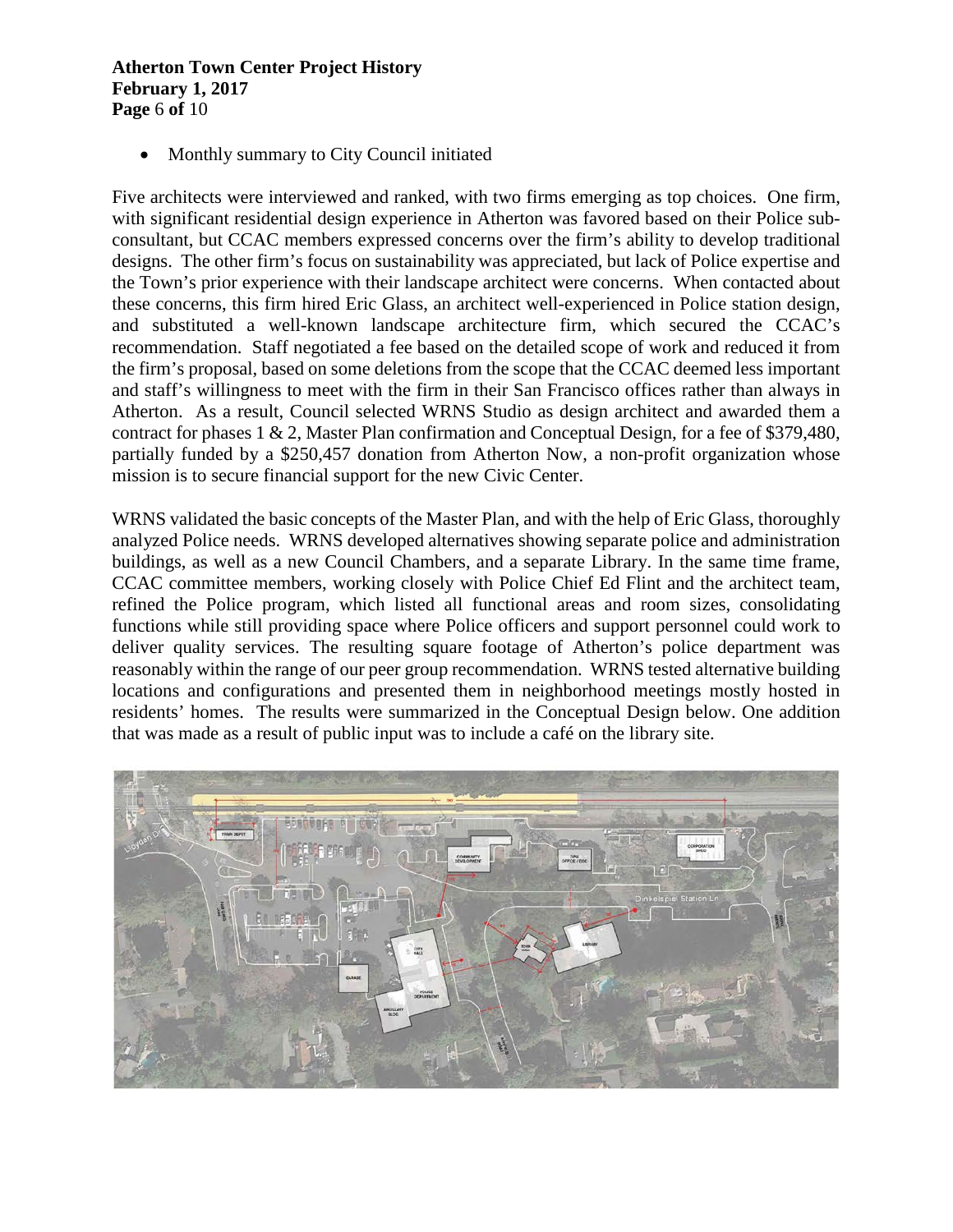- Monthly summary to City Council initiated

Five architects were interviewed and ranked, with two firms emerging as top choices. One firm, with significant residential design experience in Atherton was favored based on their Police sub-consultant, but CCAC members expressed concerns over the firm's ability to develop traditional designs. The other firm's focus on sustainability was appreciated, but lack of Police expertise and the Town's prior experience with their landscape architect were concerns. When contacted about these concerns, this firm hired Eric Glass, an architect well-experienced in Police station design, and substituted a well-known landscape architecture firm, which secured the CCAC's recommendation. Staff negotiated a fee based on the detailed scope of work and reduced it from the firm's proposal, based on some deletions from the scope that the CCAC deemed less important and staff's willingness to meet with the firm in their San Francisco offices rather than always in Atherton. As a result, Council selected WRNS Studio as design architect and awarded them a contract for phases 1 & 2, Master Plan confirmation and Conceptual Design, for a fee of $379,480, partially funded by a $250,457 donation from Atherton Now, a non-profit organization whose mission is to secure financial support for the new Civic Center.

WRNS validated the basic concepts of the Master Plan, and with the help of Eric Glass, thoroughly analyzed Police needs. WRNS developed alternatives showing separate police and administration buildings, as well as a new Council Chambers, and a separate Library. In the same time frame, CCAC committee members, working closely with Police Chief Ed Flint and the architect team, refined the Police program, which listed all functional areas and room sizes, consolidating functions while still providing space where Police officers and support personnel could work to deliver quality services. The resulting square footage of Atherton's police department was reasonably within the range of our peer group recommendation. WRNS tested alternative building locations and configurations and presented them in neighborhood meetings mostly hosted in residents' homes. The results were summarized in the Conceptual Design below. One addition that was made as a result of public input was to include a café on the library site.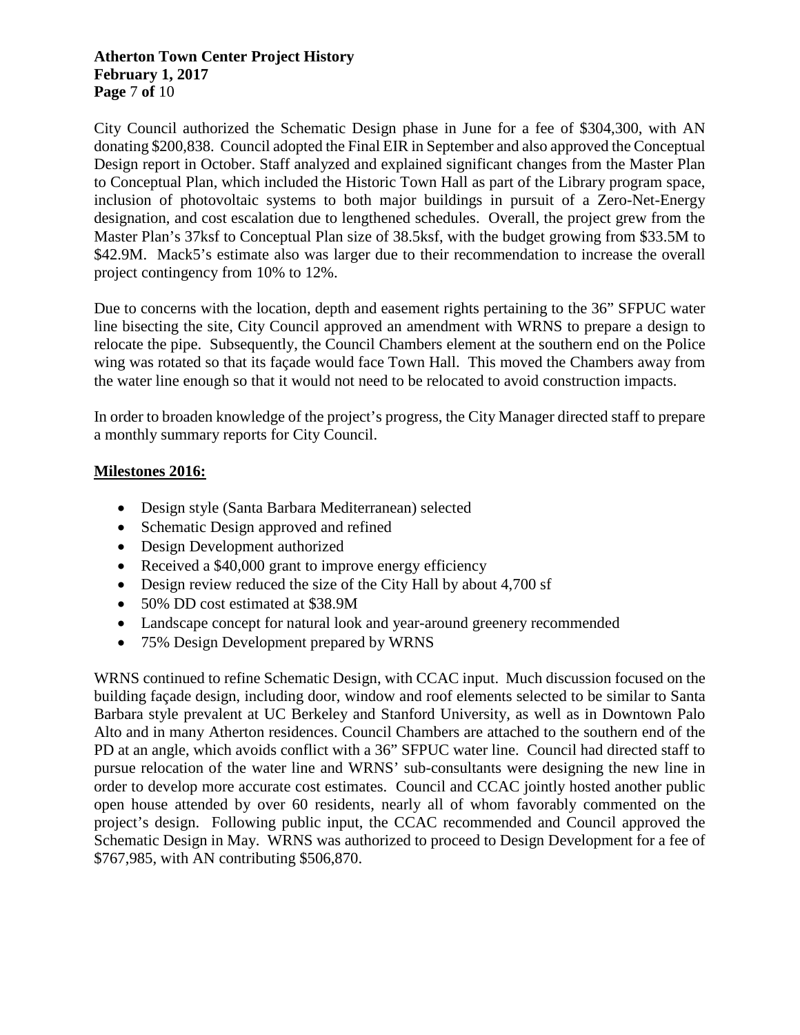City Council authorized the Schematic Design phase in June for a fee of $304,300, with AN donating $200,838. Council adopted the Final EIR in September and also approved the Conceptual Design report in October. Staff analyzed and explained significant changes from the Master Plan to Conceptual Plan, which included the Historic Town Hall as part of the Library program space, inclusion of photovoltaic systems to both major buildings in pursuit of a Zero-Net-Energy designation, and cost escalation due to lengthened schedules. Overall, the project grew from the Master Plan's 37ksf to Conceptual Plan size of 38.5ksf, with the budget growing from $33.5M to $42.9M. Mack5's estimate also was larger due to their recommendation to increase the overall project contingency from 10% to 12%.

Due to concerns with the location, depth and easement rights pertaining to the 36" SFPUC water line bisecting the site, City Council approved an amendment with WRNS to prepare a design to relocate the pipe. Subsequently, the Council Chambers element at the southern end on the Police wing was rotated so that its façade would face Town Hall. This moved the Chambers away from the water line enough so that it would not need to be relocated to avoid construction impacts.

In order to broaden knowledge of the project's progress, the City Manager directed staff to prepare a monthly summary reports for City Council.

**Milestones 2016:**

- Design style (Santa Barbara Mediterranean) selected
- Schematic Design approved and refined
- Design Development authorized
- Received a $40,000 grant to improve energy efficiency
- Design review reduced the size of the City Hall by about 4,700 sf
- 50% DD cost estimated at $38.9M
- Landscape concept for natural look and year-around greenery recommended
- 75% Design Development prepared by WRNS

WRNS continued to refine Schematic Design, with CCAC input. Much discussion focused on the building façade design, including door, window and roof elements selected to be similar to Santa Barbara style prevalent at UC Berkeley and Stanford University, as well as in Downtown Palo Alto and in many Atherton residences. Council Chambers are attached to the southern end of the PD at an angle, which avoids conflict with a 36" SFPUC water line. Council had directed staff to pursue relocation of the water line and WRNS' sub-consultants were designing the new line in order to develop more accurate cost estimates. Council and CCAC jointly hosted another public open house attended by over 60 residents, nearly all of whom favorably commented on the project's design. Following public input, the CCAC recommended and Council approved the Schematic Design in May. WRNS was authorized to proceed to Design Development for a fee of $767,985, with AN contributing $506,870.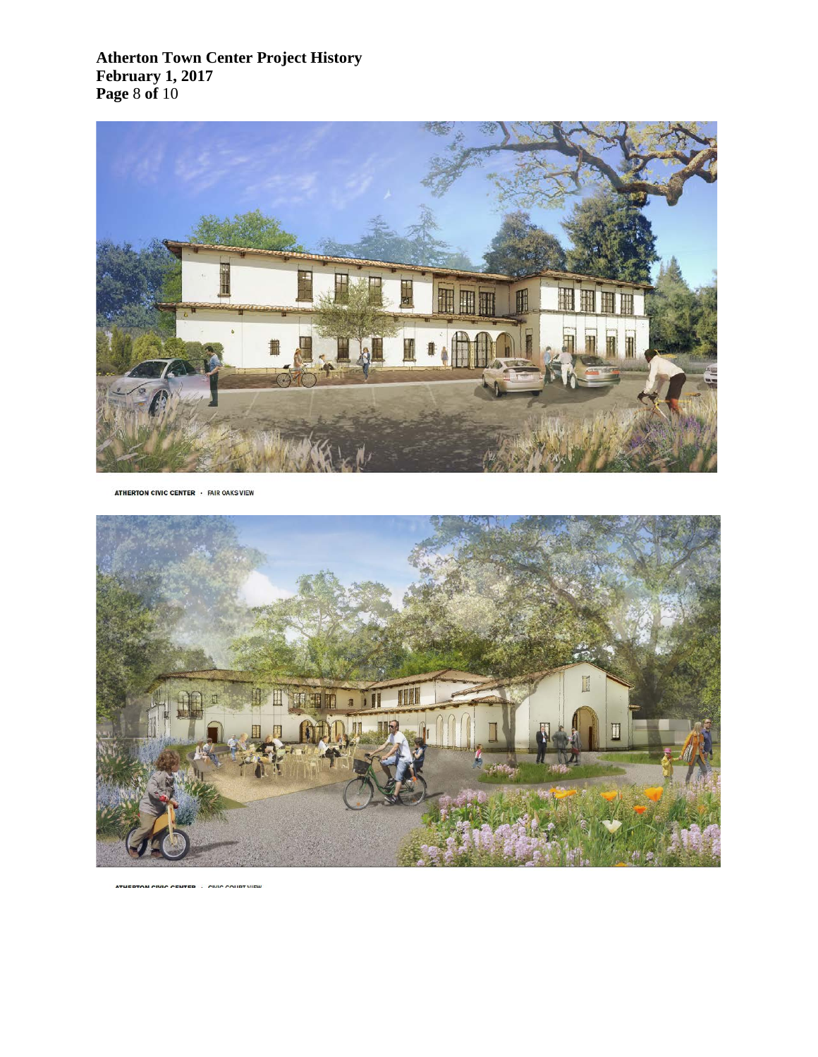ATHERTON CIVIC CENTER · FAIR OAKS VIEW

ATHERTON CIVIC CENTER · CIVIC COURT VIEW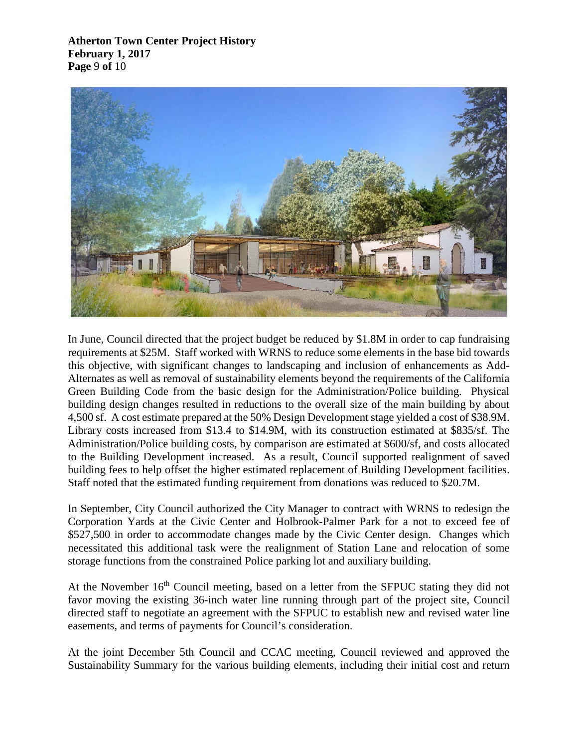In June, Council directed that the project budget be reduced by $1.8M in order to cap fundraising requirements at $25M. Staff worked with WRNS to reduce some elements in the base bid towards this objective, with significant changes to landscaping and inclusion of enhancements as Add-Alternates as well as removal of sustainability elements beyond the requirements of the California Green Building Code from the basic design for the Administration/Police building. Physical building design changes resulted in reductions to the overall size of the main building by about 4,500 sf. A cost estimate prepared at the 50% Design Development stage yielded a cost of $38.9M. Library costs increased from $13.4 to $14.9M, with its construction estimated at $835/sf. The Administration/Police building costs, by comparison are estimated at $600/sf, and costs allocated to the Building Development increased. As a result, Council supported realignment of saved building fees to help offset the higher estimated replacement of Building Development facilities. Staff noted that the estimated funding requirement from donations was reduced to $20.7M.

In September, City Council authorized the City Manager to contract with WRNS to redesign the Corporation Yards at the Civic Center and Holbrook-Palmer Park for a not to exceed fee of $527,500 in order to accommodate changes made by the Civic Center design. Changes which necessitated this additional task were the realignment of Station Lane and relocation of some storage functions from the constrained Police parking lot and auxiliary building.

At the November 16th Council meeting, based on a letter from the SFPUC stating they did not favor moving the existing 36-inch water line running through part of the project site, Council directed staff to negotiate an agreement with the SFPUC to establish new and revised water line easements, and terms of payments for Council's consideration.

At the joint December 5th Council and CCAC meeting, Council reviewed and approved the Sustainability Summary for the various building elements, including their initial cost and return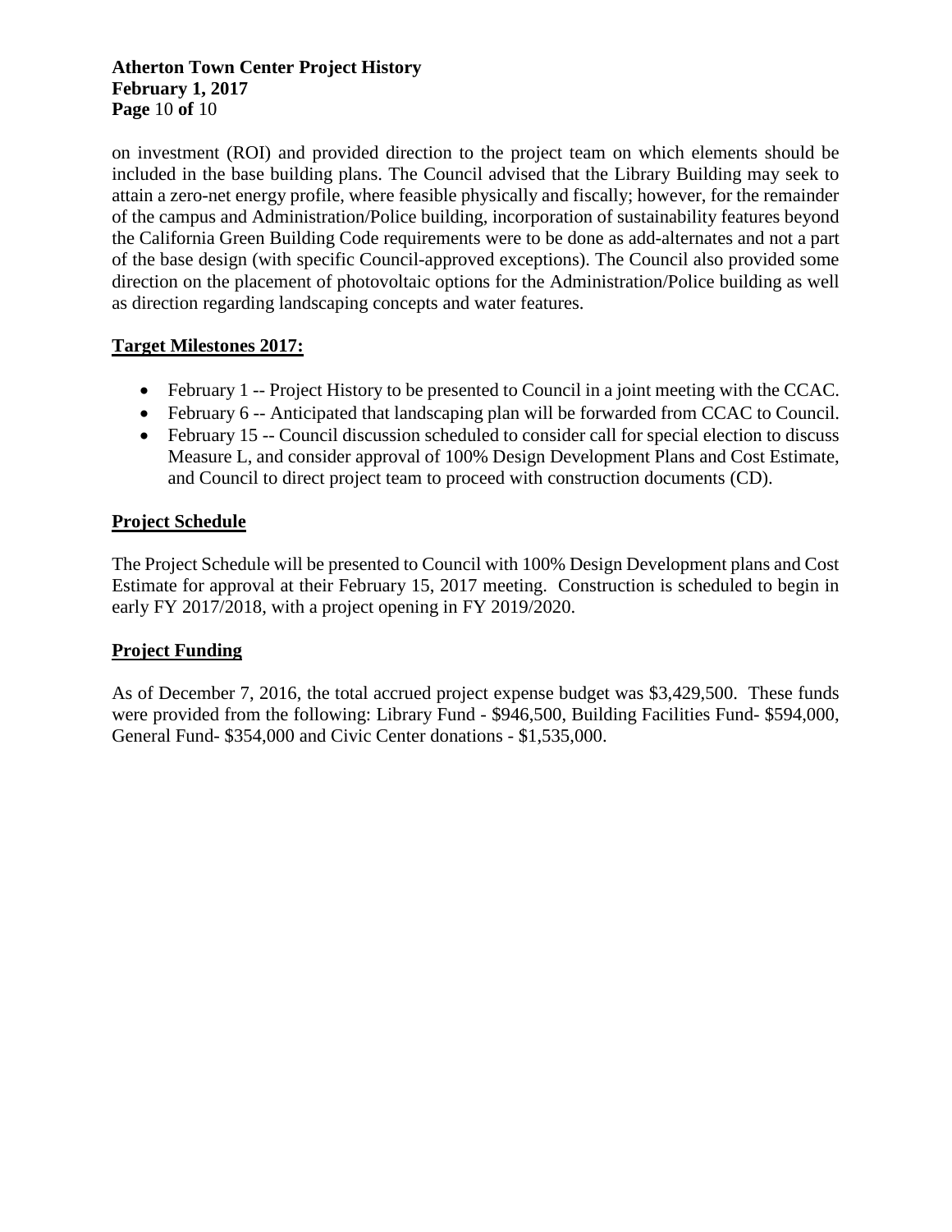on investment (ROI) and provided direction to the project team on which elements should be included in the base building plans. The Council advised that the Library Building may seek to attain a zero-net energy profile, where feasible physically and fiscally; however, for the remainder of the campus and Administration/Police building, incorporation of sustainability features beyond the California Green Building Code requirements were to be done as add-alternates and not a part of the base design (with specific Council-approved exceptions). The Council also provided some direction on the placement of photovoltaic options for the Administration/Police building as well as direction regarding landscaping concepts and water features.

**Target Milestones 2017:**

- February 1 -- Project History to be presented to Council in a joint meeting with the CCAC.
- February 6 -- Anticipated that landscaping plan will be forwarded from CCAC to Council.
- February 15 -- Council discussion scheduled to consider call for special election to discuss Measure L, and consider approval of 100% Design Development Plans and Cost Estimate, and Council to direct project team to proceed with construction documents (CD).

**Project Schedule**

The Project Schedule will be presented to Council with 100% Design Development plans and Cost Estimate for approval at their February 15, 2017 meeting. Construction is scheduled to begin in early FY 2017/2018, with a project opening in FY 2019/2020.

**Project Funding**

As of December 7, 2016, the total accrued project expense budget was $3,429,500. These funds were provided from the following: Library Fund - $946,500, Building Facilities Fund- $594,000, General Fund- $354,000 and Civic Center donations - $1,535,000.